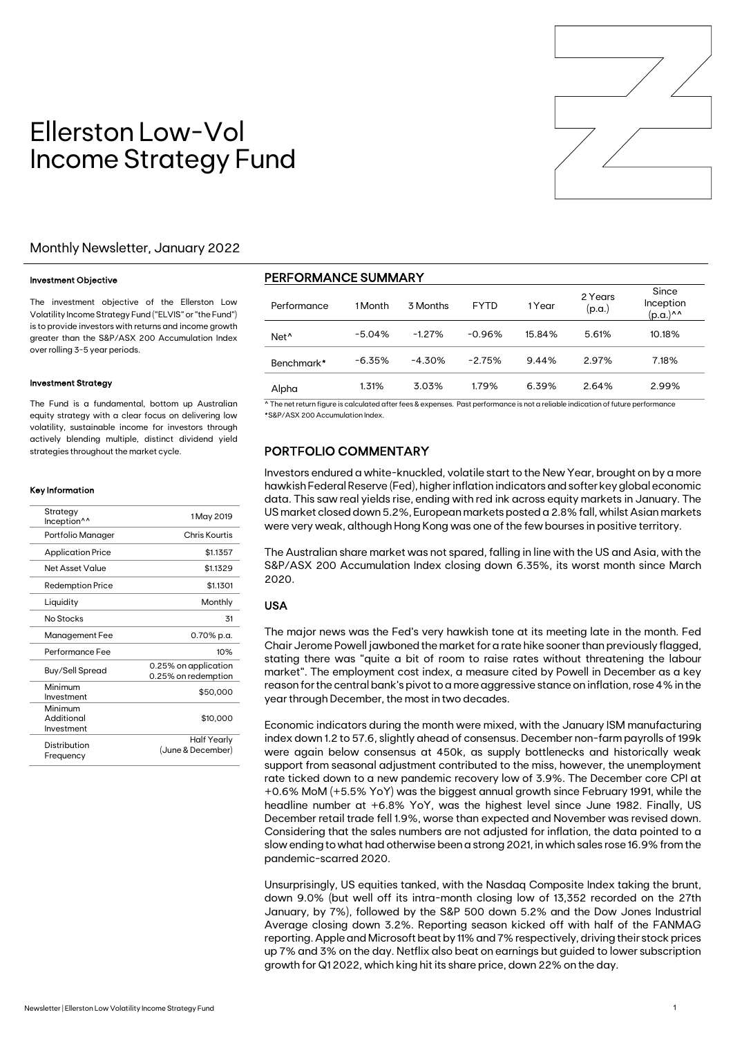# Ellerston Low-Vol Income Strategy Fund

## Monthly Newsletter, January 2022

#### Investment Objective

The investment objective of the Ellerston Low Volatility Income Strategy Fund ("ELVIS" or "the Fund") is to provide investors with returns and income growth greater than the S&P/ASX 200 Accumulation Index over rolling 3-5 year periods.

#### Investment Strategy

The Fund is a fundamental, bottom up Australian equity strategy with a clear focus on delivering low volatility, sustainable income for investors through actively blending multiple, distinct dividend yield strategies throughout the market cycle.

#### Key Information

| | |
|---|---|
| Strategy Inception^^ | 1 May 2019 |
| Portfolio Manager | Chris Kourtis |
| Application Price | $1.1357 |
| Net Asset Value | $1.1329 |
| Redemption Price | $1.1301 |
| Liquidity | Monthly |
| No Stocks | 31 |
| Management Fee | 0.70% p.a. |
| Performance Fee | 10% |
| Buy/Sell Spread | 0.25% on application 0.25% on redemption |
| Minimum Investment | $50,000 |
| Minimum Additional Investment | $10,000 |
| Distribution Frequency | Half Yearly (June & December) |

## PERFORMANCE SUMMARY

| Performance | 1 Month | 3 Months | FYTD | 1 Year | 2 Years (p.a.) | Since Inception (p.a.)^^ |
|---|---|---|---|---|---|---|
| Net^ | -5.04% | -1.27% | -0.96% | 15.84% | 5.61% | 10.18% |
| Benchmark* | -6.35% | -4.30% | -2.75% | 9.44% | 2.97% | 7.18% |
| Alpha | 1.31% | 3.03% | 1.79% | 6.39% | 2.64% | 2.99% |

^ The net return figure is calculated after fees & expenses. Past performance is not a reliable indication of future performance
*S&P/ASX 200 Accumulation Index.

## PORTFOLIO COMMENTARY

Investors endured a white-knuckled, volatile start to the New Year, brought on by a more hawkish Federal Reserve (Fed), higher inflation indicators and softer key global economic data. This saw real yields rise, ending with red ink across equity markets in January. The US market closed down 5.2%, European markets posted a 2.8% fall, whilst Asian markets were very weak, although Hong Kong was one of the few bourses in positive territory.

The Australian share market was not spared, falling in line with the US and Asia, with the S&P/ASX 200 Accumulation Index closing down 6.35%, its worst month since March 2020.

### USA

The major news was the Fed's very hawkish tone at its meeting late in the month. Fed Chair Jerome Powell jawboned the market for a rate hike sooner than previously flagged, stating there was "quite a bit of room to raise rates without threatening the labour market". The employment cost index, a measure cited by Powell in December as a key reason for the central bank's pivot to a more aggressive stance on inflation, rose 4% in the year through December, the most in two decades.

Economic indicators during the month were mixed, with the January ISM manufacturing index down 1.2 to 57.6, slightly ahead of consensus. December non-farm payrolls of 199k were again below consensus at 450k, as supply bottlenecks and historically weak support from seasonal adjustment contributed to the miss, however, the unemployment rate ticked down to a new pandemic recovery low of 3.9%. The December core CPI at +0.6% MoM (+5.5% YoY) was the biggest annual growth since February 1991, while the headline number at +6.8% YoY, was the highest level since June 1982. Finally, US December retail trade fell 1.9%, worse than expected and November was revised down. Considering that the sales numbers are not adjusted for inflation, the data pointed to a slow ending to what had otherwise been a strong 2021, in which sales rose 16.9% from the pandemic-scarred 2020.

Unsurprisingly, US equities tanked, with the Nasdaq Composite Index taking the brunt, down 9.0% (but well off its intra-month closing low of 13,352 recorded on the 27th January, by 7%), followed by the S&P 500 down 5.2% and the Dow Jones Industrial Average closing down 3.2%. Reporting season kicked off with half of the FANMAG reporting. Apple and Microsoft beat by 11% and 7% respectively, driving their stock prices up 7% and 3% on the day. Netflix also beat on earnings but guided to lower subscription growth for Q1 2022, which king hit its share price, down 22% on the day.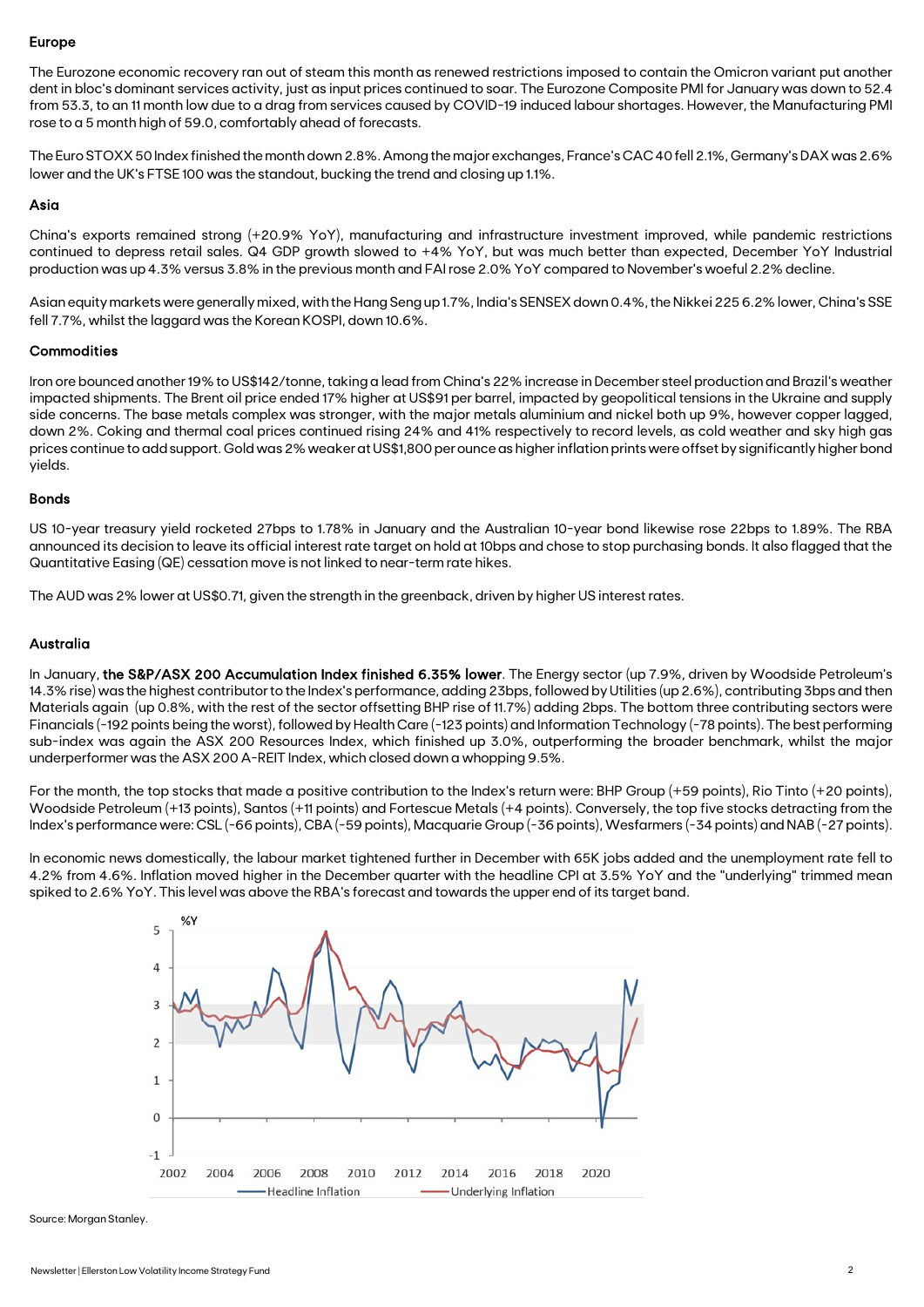### Europe

The Eurozone economic recovery ran out of steam this month as renewed restrictions imposed to contain the Omicron variant put another dent in bloc's dominant services activity, just as input prices continued to soar. The Eurozone Composite PMI for January was down to 52.4 from 53.3, to an 11 month low due to a drag from services caused by COVID-19 induced labour shortages. However, the Manufacturing PMI rose to a 5 month high of 59.0, comfortably ahead of forecasts.

The Euro STOXX 50 Index finished the month down 2.8%. Among the major exchanges, France's CAC 40 fell 2.1%, Germany's DAX was 2.6% lower and the UK's FTSE 100 was the standout, bucking the trend and closing up 1.1%.

### Asia

China's exports remained strong (+20.9% YoY), manufacturing and infrastructure investment improved, while pandemic restrictions continued to depress retail sales. Q4 GDP growth slowed to +4% YoY, but was much better than expected, December YoY Industrial production was up 4.3% versus 3.8% in the previous month and FAI rose 2.0% YoY compared to November's woeful 2.2% decline.

Asian equity markets were generally mixed, with the Hang Seng up 1.7%, India's SENSEX down 0.4%, the Nikkei 225 6.2% lower, China's SSE fell 7.7%, whilst the laggard was the Korean KOSPI, down 10.6%.

### Commodities

Iron ore bounced another 19% to US$142/tonne, taking a lead from China's 22% increase in December steel production and Brazil's weather impacted shipments. The Brent oil price ended 17% higher at US$91 per barrel, impacted by geopolitical tensions in the Ukraine and supply side concerns. The base metals complex was stronger, with the major metals aluminium and nickel both up 9%, however copper lagged, down 2%. Coking and thermal coal prices continued rising 24% and 41% respectively to record levels, as cold weather and sky high gas prices continue to add support. Gold was 2% weaker at US$1,800 per ounce as higher inflation prints were offset by significantly higher bond yields.

### Bonds

US 10-year treasury yield rocketed 27bps to 1.78% in January and the Australian 10-year bond likewise rose 22bps to 1.89%. The RBA announced its decision to leave its official interest rate target on hold at 10bps and chose to stop purchasing bonds. It also flagged that the Quantitative Easing (QE) cessation move is not linked to near-term rate hikes.

The AUD was 2% lower at US$0.71, given the strength in the greenback, driven by higher US interest rates.

### Australia

In January, **the S&P/ASX 200 Accumulation Index finished 6.35% lower**. The Energy sector (up 7.9%, driven by Woodside Petroleum's 14.3% rise) was the highest contributor to the Index's performance, adding 23bps, followed by Utilities (up 2.6%), contributing 3bps and then Materials again (up 0.8%, with the rest of the sector offsetting BHP rise of 11.7%) adding 2bps. The bottom three contributing sectors were Financials (-192 points being the worst), followed by Health Care (-123 points) and Information Technology (-78 points). The best performing sub-index was again the ASX 200 Resources Index, which finished up 3.0%, outperforming the broader benchmark, whilst the major underperformer was the ASX 200 A-REIT Index, which closed down a whopping 9.5%.

For the month, the top stocks that made a positive contribution to the Index's return were: BHP Group (+59 points), Rio Tinto (+20 points), Woodside Petroleum (+13 points), Santos (+11 points) and Fortescue Metals (+4 points). Conversely, the top five stocks detracting from the Index's performance were: CSL (-66 points), CBA (-59 points), Macquarie Group (-36 points), Wesfarmers (-34 points) and NAB (-27 points).

In economic news domestically, the labour market tightened further in December with 65K jobs added and the unemployment rate fell to 4.2% from 4.6%. Inflation moved higher in the December quarter with the headline CPI at 3.5% YoY and the "underlying" trimmed mean spiked to 2.6% YoY. This level was above the RBA's forecast and towards the upper end of its target band.

Source: Morgan Stanley.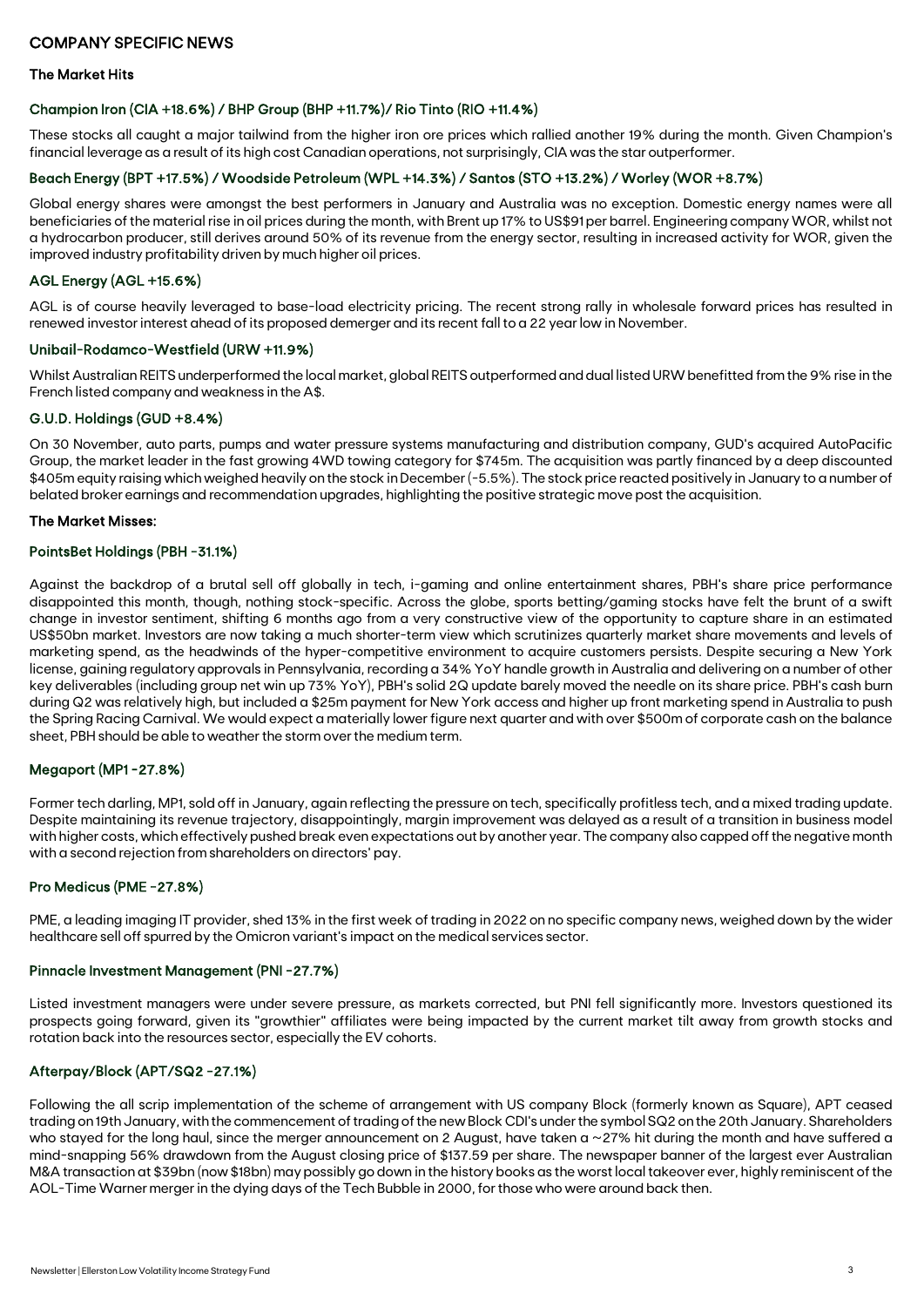## COMPANY SPECIFIC NEWS

### The Market Hits

#### Champion Iron (CIA +18.6%) / BHP Group (BHP +11.7%)/ Rio Tinto (RIO +11.4%)

These stocks all caught a major tailwind from the higher iron ore prices which rallied another 19% during the month. Given Champion's financial leverage as a result of its high cost Canadian operations, not surprisingly, CIA was the star outperformer.

#### Beach Energy (BPT +17.5%) / Woodside Petroleum (WPL +14.3%) / Santos (STO +13.2%) / Worley (WOR +8.7%)

Global energy shares were amongst the best performers in January and Australia was no exception. Domestic energy names were all beneficiaries of the material rise in oil prices during the month, with Brent up 17% to US$91 per barrel. Engineering company WOR, whilst not a hydrocarbon producer, still derives around 50% of its revenue from the energy sector, resulting in increased activity for WOR, given the improved industry profitability driven by much higher oil prices.

#### AGL Energy (AGL +15.6%)

AGL is of course heavily leveraged to base-load electricity pricing. The recent strong rally in wholesale forward prices has resulted in renewed investor interest ahead of its proposed demerger and its recent fall to a 22 year low in November.

#### Unibail-Rodamco-Westfield (URW +11.9%)

Whilst Australian REITS underperformed the local market, global REITS outperformed and dual listed URW benefitted from the 9% rise in the French listed company and weakness in the A$.

#### G.U.D. Holdings (GUD +8.4%)

On 30 November, auto parts, pumps and water pressure systems manufacturing and distribution company, GUD's acquired AutoPacific Group, the market leader in the fast growing 4WD towing category for $745m. The acquisition was partly financed by a deep discounted $405m equity raising which weighed heavily on the stock in December (-5.5%). The stock price reacted positively in January to a number of belated broker earnings and recommendation upgrades, highlighting the positive strategic move post the acquisition.

### The Market Misses:

#### PointsBet Holdings (PBH -31.1%)

Against the backdrop of a brutal sell off globally in tech, i-gaming and online entertainment shares, PBH's share price performance disappointed this month, though, nothing stock-specific. Across the globe, sports betting/gaming stocks have felt the brunt of a swift change in investor sentiment, shifting 6 months ago from a very constructive view of the opportunity to capture share in an estimated US$50bn market. Investors are now taking a much shorter-term view which scrutinizes quarterly market share movements and levels of marketing spend, as the headwinds of the hyper-competitive environment to acquire customers persists. Despite securing a New York license, gaining regulatory approvals in Pennsylvania, recording a 34% YoY handle growth in Australia and delivering on a number of other key deliverables (including group net win up 73% YoY), PBH's solid 2Q update barely moved the needle on its share price. PBH's cash burn during Q2 was relatively high, but included a $25m payment for New York access and higher up front marketing spend in Australia to push the Spring Racing Carnival. We would expect a materially lower figure next quarter and with over $500m of corporate cash on the balance sheet, PBH should be able to weather the storm over the medium term.

#### Megaport (MP1 -27.8%)

Former tech darling, MP1, sold off in January, again reflecting the pressure on tech, specifically profitless tech, and a mixed trading update. Despite maintaining its revenue trajectory, disappointingly, margin improvement was delayed as a result of a transition in business model with higher costs, which effectively pushed break even expectations out by another year. The company also capped off the negative month with a second rejection from shareholders on directors' pay.

#### Pro Medicus (PME -27.8%)

PME, a leading imaging IT provider, shed 13% in the first week of trading in 2022 on no specific company news, weighed down by the wider healthcare sell off spurred by the Omicron variant's impact on the medical services sector.

#### Pinnacle Investment Management (PNI -27.7%)

Listed investment managers were under severe pressure, as markets corrected, but PNI fell significantly more. Investors questioned its prospects going forward, given its "growthier" affiliates were being impacted by the current market tilt away from growth stocks and rotation back into the resources sector, especially the EV cohorts.

#### Afterpay/Block (APT/SQ2 -27.1%)

Following the all scrip implementation of the scheme of arrangement with US company Block (formerly known as Square), APT ceased trading on 19th January, with the commencement of trading of the new Block CDI's under the symbol SQ2 on the 20th January. Shareholders who stayed for the long haul, since the merger announcement on 2 August, have taken a ~27% hit during the month and have suffered a mind-snapping 56% drawdown from the August closing price of $137.59 per share. The newspaper banner of the largest ever Australian M&A transaction at $39bn (now $18bn) may possibly go down in the history books as the worst local takeover ever, highly reminiscent of the AOL-Time Warner merger in the dying days of the Tech Bubble in 2000, for those who were around back then.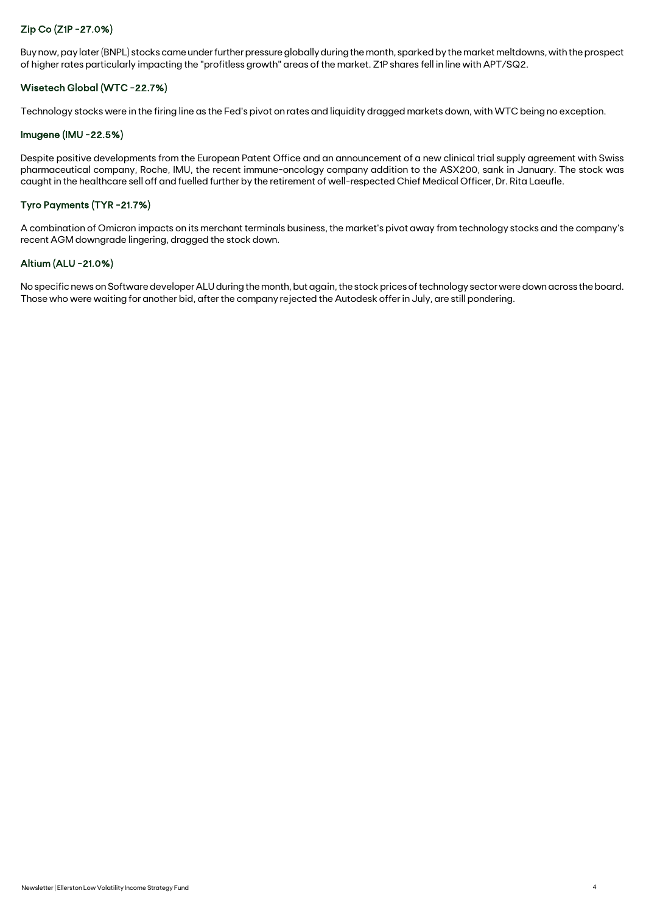### Zip Co (Z1P -27.0%)

Buy now, pay later (BNPL) stocks came under further pressure globally during the month, sparked by the market meltdowns, with the prospect of higher rates particularly impacting the "profitless growth" areas of the market. Z1P shares fell in line with APT/SQ2.

### Wisetech Global (WTC -22.7%)

Technology stocks were in the firing line as the Fed's pivot on rates and liquidity dragged markets down, with WTC being no exception.

### Imugene (IMU -22.5%)

Despite positive developments from the European Patent Office and an announcement of a new clinical trial supply agreement with Swiss pharmaceutical company, Roche, IMU, the recent immune-oncology company addition to the ASX200, sank in January. The stock was caught in the healthcare sell off and fuelled further by the retirement of well-respected Chief Medical Officer, Dr. Rita Laeufle.

### Tyro Payments (TYR -21.7%)

A combination of Omicron impacts on its merchant terminals business, the market's pivot away from technology stocks and the company's recent AGM downgrade lingering, dragged the stock down.

### Altium (ALU -21.0%)

No specific news on Software developer ALU during the month, but again, the stock prices of technology sector were down across the board. Those who were waiting for another bid, after the company rejected the Autodesk offer in July, are still pondering.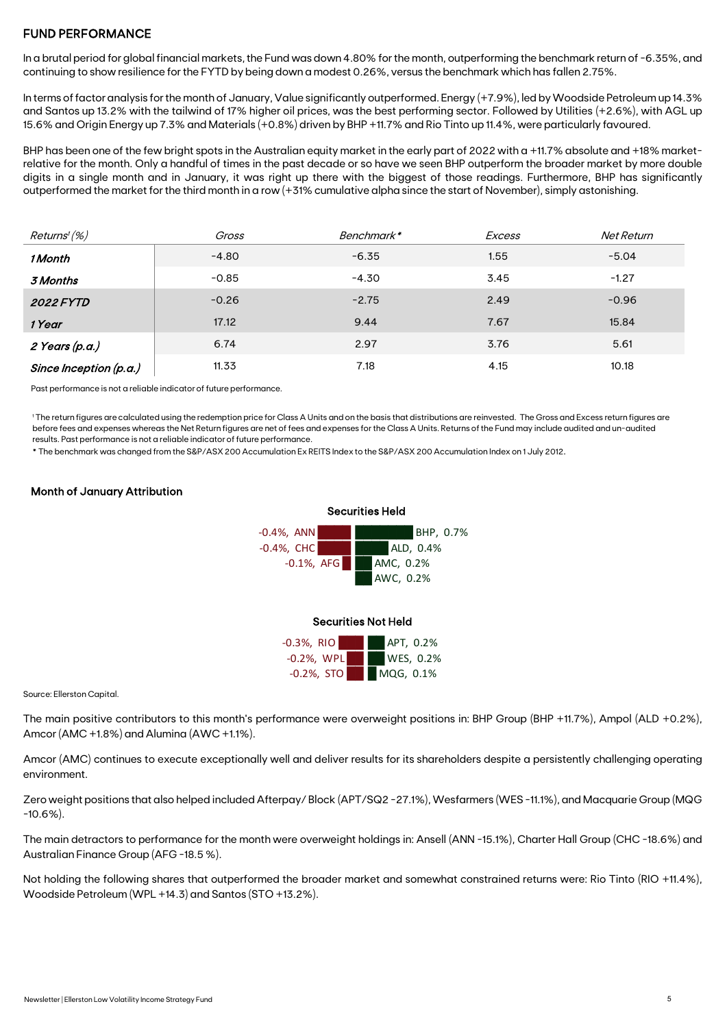## FUND PERFORMANCE

In a brutal period for global financial markets, the Fund was down 4.80% for the month, outperforming the benchmark return of -6.35%, and continuing to show resilience for the FYTD by being down a modest 0.26%, versus the benchmark which has fallen 2.75%.

In terms of factor analysis for the month of January, Value significantly outperformed. Energy (+7.9%), led by Woodside Petroleum up 14.3% and Santos up 13.2% with the tailwind of 17% higher oil prices, was the best performing sector. Followed by Utilities (+2.6%), with AGL up 15.6% and Origin Energy up 7.3% and Materials (+0.8%) driven by BHP +11.7% and Rio Tinto up 11.4%, were particularly favoured.

BHP has been one of the few bright spots in the Australian equity market in the early part of 2022 with a +11.7% absolute and +18% market-relative for the month. Only a handful of times in the past decade or so have we seen BHP outperform the broader market by more double digits in a single month and in January, it was right up there with the biggest of those readings. Furthermore, BHP has significantly outperformed the market for the third month in a row (+31% cumulative alpha since the start of November), simply astonishing.

| *Returns[1] (%)* | *Gross* | *Benchmark\** | *Excess* | *Net Return* |
|---|---|---|---|---|
| ***1 Month*** | -4.80 | -6.35 | 1.55 | -5.04 |
| ***3 Months*** | -0.85 | -4.30 | 3.45 | -1.27 |
| ***2022 FYTD*** | -0.26 | -2.75 | 2.49 | -0.96 |
| ***1 Year*** | 17.12 | 9.44 | 7.67 | 15.84 |
| ***2 Years (p.a.)*** | 6.74 | 2.97 | 3.76 | 5.61 |
| ***Since Inception (p.a.)*** | 11.33 | 7.18 | 4.15 | 10.18 |

Past performance is not a reliable indicator of future performance.

[1] The return figures are calculated using the redemption price for Class A Units and on the basis that distributions are reinvested. The Gross and Excess return figures are before fees and expenses whereas the Net Return figures are net of fees and expenses for the Class A Units. Returns of the Fund may include audited and un-audited results. Past performance is not a reliable indicator of future performance.

\* The benchmark was changed from the S&P/ASX 200 Accumulation Ex REITS Index to the S&P/ASX 200 Accumulation Index on 1 July 2012.

### Month of January Attribution

**Securities Held**

| Detractors | Contributors |
|---|---|
| -0.4%, ANN | BHP, 0.7% |
| -0.4%, CHC | ALD, 0.4% |
| -0.1%, AFG | AMC, 0.2% |
| | AWC, 0.2% |

**Securities Not Held**

| Detractors | Contributors |
|---|---|
| -0.3%, RIO | APT, 0.2% |
| -0.2%, WPL | WES, 0.2% |
| -0.2%, STO | MQG, 0.1% |

Source: Ellerston Capital.

The main positive contributors to this month's performance were overweight positions in: BHP Group (BHP +11.7%), Ampol (ALD +0.2%), Amcor (AMC +1.8%) and Alumina (AWC +1.1%).

Amcor (AMC) continues to execute exceptionally well and deliver results for its shareholders despite a persistently challenging operating environment.

Zero weight positions that also helped included Afterpay/ Block (APT/SQ2 -27.1%), Wesfarmers (WES -11.1%), and Macquarie Group (MQG -10.6%).

The main detractors to performance for the month were overweight holdings in: Ansell (ANN -15.1%), Charter Hall Group (CHC -18.6%) and Australian Finance Group (AFG -18.5 %).

Not holding the following shares that outperformed the broader market and somewhat constrained returns were: Rio Tinto (RIO +11.4%), Woodside Petroleum (WPL +14.3) and Santos (STO +13.2%).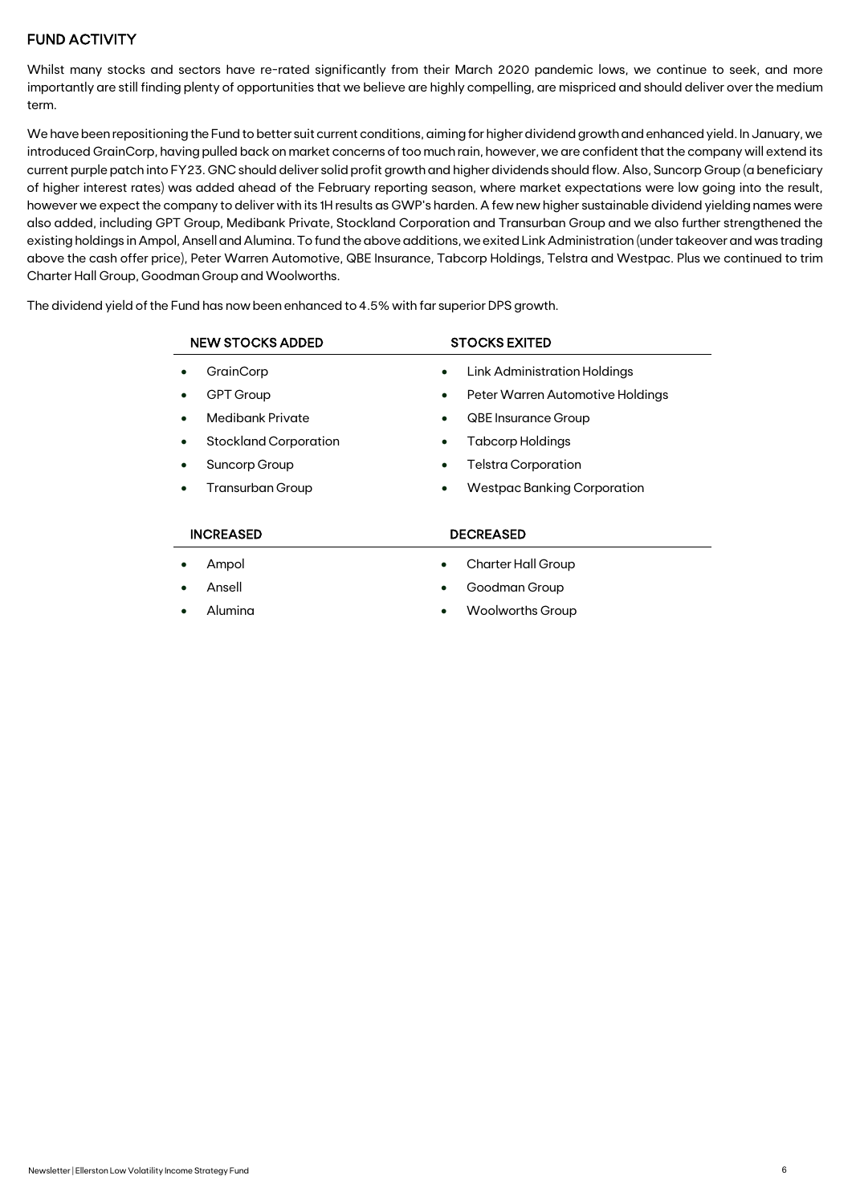## FUND ACTIVITY

Whilst many stocks and sectors have re-rated significantly from their March 2020 pandemic lows, we continue to seek, and more importantly are still finding plenty of opportunities that we believe are highly compelling, are mispriced and should deliver over the medium term.

We have been repositioning the Fund to better suit current conditions, aiming for higher dividend growth and enhanced yield. In January, we introduced GrainCorp, having pulled back on market concerns of too much rain, however, we are confident that the company will extend its current purple patch into FY23. GNC should deliver solid profit growth and higher dividends should flow. Also, Suncorp Group (a beneficiary of higher interest rates) was added ahead of the February reporting season, where market expectations were low going into the result, however we expect the company to deliver with its 1H results as GWP's harden. A few new higher sustainable dividend yielding names were also added, including GPT Group, Medibank Private, Stockland Corporation and Transurban Group and we also further strengthened the existing holdings in Ampol, Ansell and Alumina. To fund the above additions, we exited Link Administration (under takeover and was trading above the cash offer price), Peter Warren Automotive, QBE Insurance, Tabcorp Holdings, Telstra and Westpac. Plus we continued to trim Charter Hall Group, Goodman Group and Woolworths.

The dividend yield of the Fund has now been enhanced to 4.5% with far superior DPS growth.

| NEW STOCKS ADDED | STOCKS EXITED |
|---|---|
| GrainCorp | Link Administration Holdings |
| GPT Group | Peter Warren Automotive Holdings |
| Medibank Private | QBE Insurance Group |
| Stockland Corporation | Tabcorp Holdings |
| Suncorp Group | Telstra Corporation |
| Transurban Group | Westpac Banking Corporation |

| INCREASED | DECREASED |
|---|---|
| Ampol | Charter Hall Group |
| Ansell | Goodman Group |
| Alumina | Woolworths Group |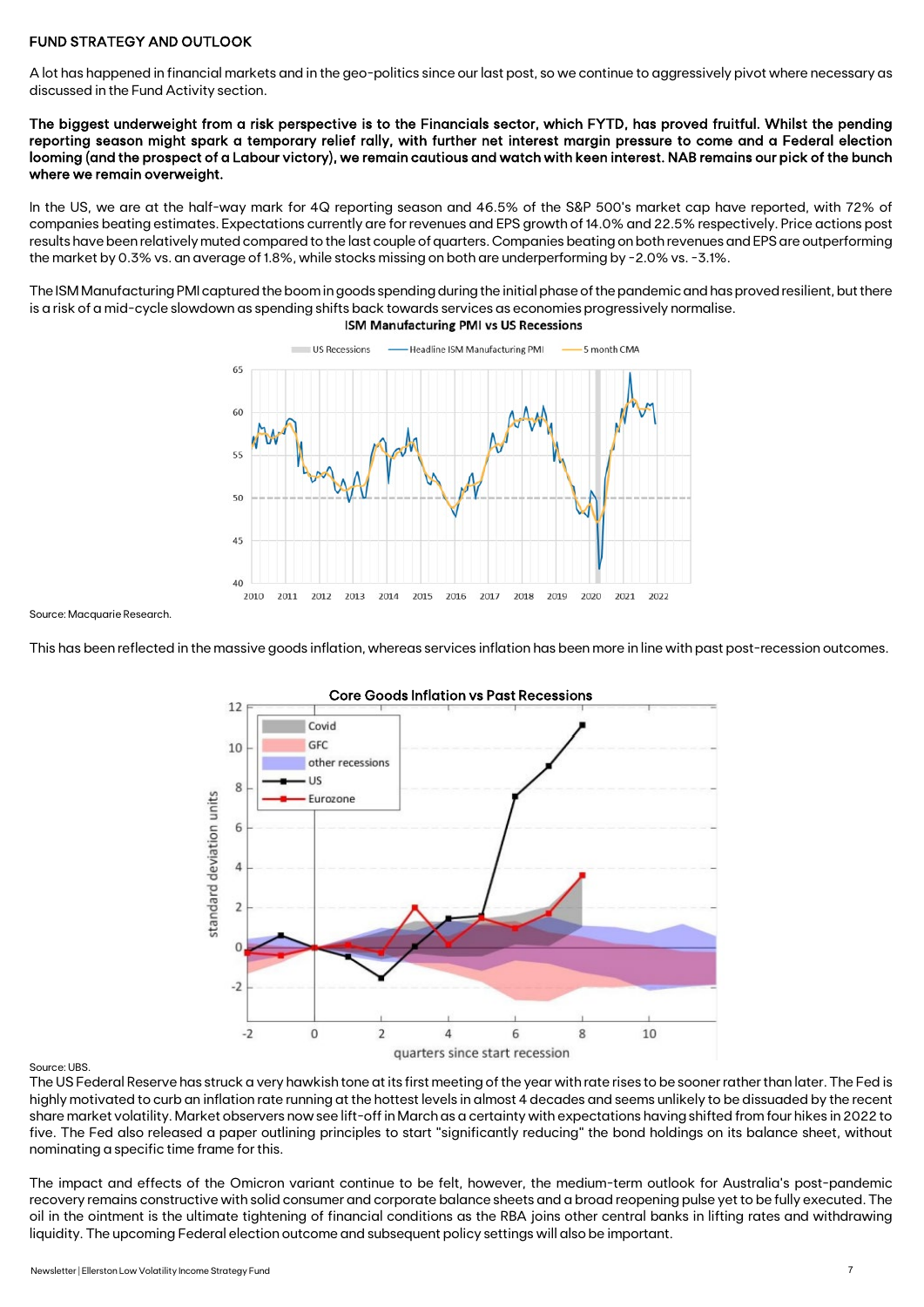## FUND STRATEGY AND OUTLOOK

A lot has happened in financial markets and in the geo-politics since our last post, so we continue to aggressively pivot where necessary as discussed in the Fund Activity section.

**The biggest underweight from a risk perspective is to the Financials sector, which FYTD, has proved fruitful. Whilst the pending reporting season might spark a temporary relief rally, with further net interest margin pressure to come and a Federal election looming (and the prospect of a Labour victory), we remain cautious and watch with keen interest. NAB remains our pick of the bunch where we remain overweight.**

In the US, we are at the half-way mark for 4Q reporting season and 46.5% of the S&P 500's market cap have reported, with 72% of companies beating estimates. Expectations currently are for revenues and EPS growth of 14.0% and 22.5% respectively. Price actions post results have been relatively muted compared to the last couple of quarters. Companies beating on both revenues and EPS are outperforming the market by 0.3% vs. an average of 1.8%, while stocks missing on both are underperforming by -2.0% vs. -3.1%.

The ISM Manufacturing PMI captured the boom in goods spending during the initial phase of the pandemic and has proved resilient, but there is a risk of a mid-cycle slowdown as spending shifts back towards services as economies progressively normalise.

**ISM Manufacturing PMI vs US Recessions**

Source: Macquarie Research.

This has been reflected in the massive goods inflation, whereas services inflation has been more in line with past post-recession outcomes.

**Core Goods Inflation vs Past Recessions**

Source: UBS.

The US Federal Reserve has struck a very hawkish tone at its first meeting of the year with rate rises to be sooner rather than later. The Fed is highly motivated to curb an inflation rate running at the hottest levels in almost 4 decades and seems unlikely to be dissuaded by the recent share market volatility. Market observers now see lift-off in March as a certainty with expectations having shifted from four hikes in 2022 to five. The Fed also released a paper outlining principles to start "significantly reducing" the bond holdings on its balance sheet, without nominating a specific time frame for this.

The impact and effects of the Omicron variant continue to be felt, however, the medium-term outlook for Australia's post-pandemic recovery remains constructive with solid consumer and corporate balance sheets and a broad reopening pulse yet to be fully executed. The oil in the ointment is the ultimate tightening of financial conditions as the RBA joins other central banks in lifting rates and withdrawing liquidity. The upcoming Federal election outcome and subsequent policy settings will also be important.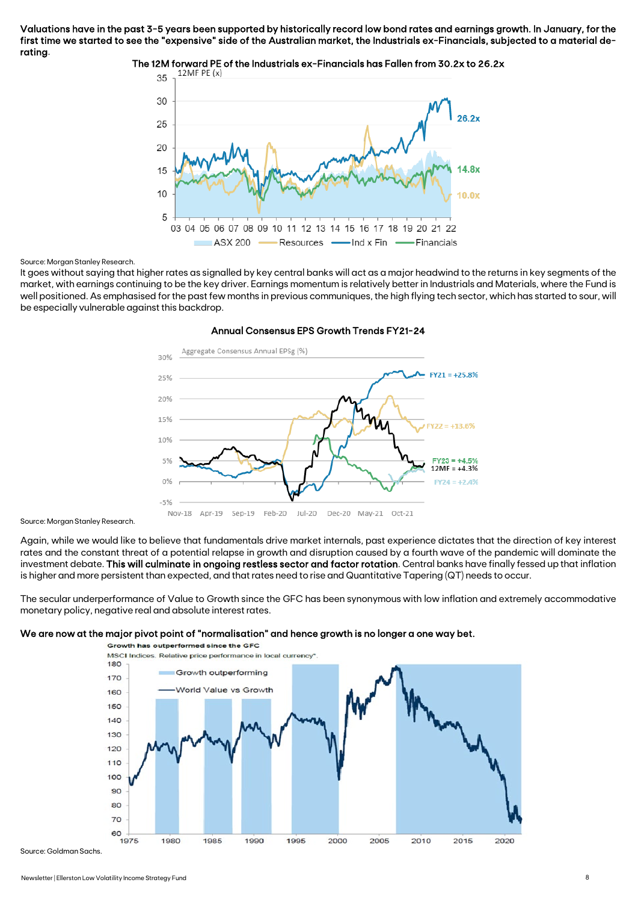**Valuations have in the past 3-5 years been supported by historically record low bond rates and earnings growth. In January, for the first time we started to see the "expensive" side of the Australian market, the Industrials ex-Financials, subjected to a material de-rating.**

**The 12M forward PE of the Industrials ex-Financials has Fallen from 30.2x to 26.2x**

Source: Morgan Stanley Research.

It goes without saying that higher rates as signalled by key central banks will act as a major headwind to the returns in key segments of the market, with earnings continuing to be the key driver. Earnings momentum is relatively better in Industrials and Materials, where the Fund is well positioned. As emphasised for the past few months in previous communiques, the high flying tech sector, which has started to sour, will be especially vulnerable against this backdrop.

**Annual Consensus EPS Growth Trends FY21-24**

Source: Morgan Stanley Research.

Again, while we would like to believe that fundamentals drive market internals, past experience dictates that the direction of key interest rates and the constant threat of a potential relapse in growth and disruption caused by a fourth wave of the pandemic will dominate the investment debate. **This will culminate in ongoing restless sector and factor rotation**. Central banks have finally fessed up that inflation is higher and more persistent than expected, and that rates need to rise and Quantitative Tapering (QT) needs to occur.

The secular underperformance of Value to Growth since the GFC has been synonymous with low inflation and extremely accommodative monetary policy, negative real and absolute interest rates.

**We are now at the major pivot point of "normalisation" and hence growth is no longer a one way bet.**

Source: Goldman Sachs.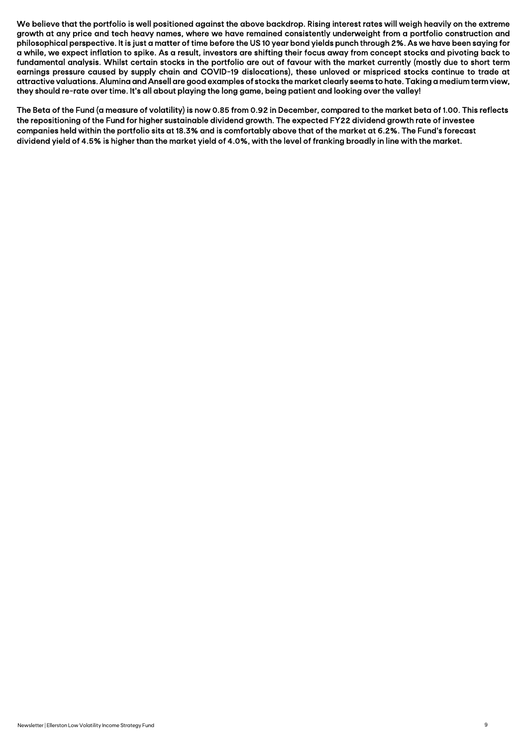We believe that the portfolio is well positioned against the above backdrop. Rising interest rates will weigh heavily on the extreme growth at any price and tech heavy names, where we have remained consistently underweight from a portfolio construction and philosophical perspective. It is just a matter of time before the US 10 year bond yields punch through 2%. As we have been saying for a while, we expect inflation to spike. As a result, investors are shifting their focus away from concept stocks and pivoting back to fundamental analysis. Whilst certain stocks in the portfolio are out of favour with the market currently (mostly due to short term earnings pressure caused by supply chain and COVID-19 dislocations), these unloved or mispriced stocks continue to trade at attractive valuations. Alumina and Ansell are good examples of stocks the market clearly seems to hate. Taking a medium term view, they should re-rate over time. It's all about playing the long game, being patient and looking over the valley!

The Beta of the Fund (a measure of volatility) is now 0.85 from 0.92 in December, compared to the market beta of 1.00. This reflects the repositioning of the Fund for higher sustainable dividend growth. The expected FY22 dividend growth rate of investee companies held within the portfolio sits at 18.3% and is comfortably above that of the market at 6.2%. The Fund's forecast dividend yield of 4.5% is higher than the market yield of 4.0%, with the level of franking broadly in line with the market.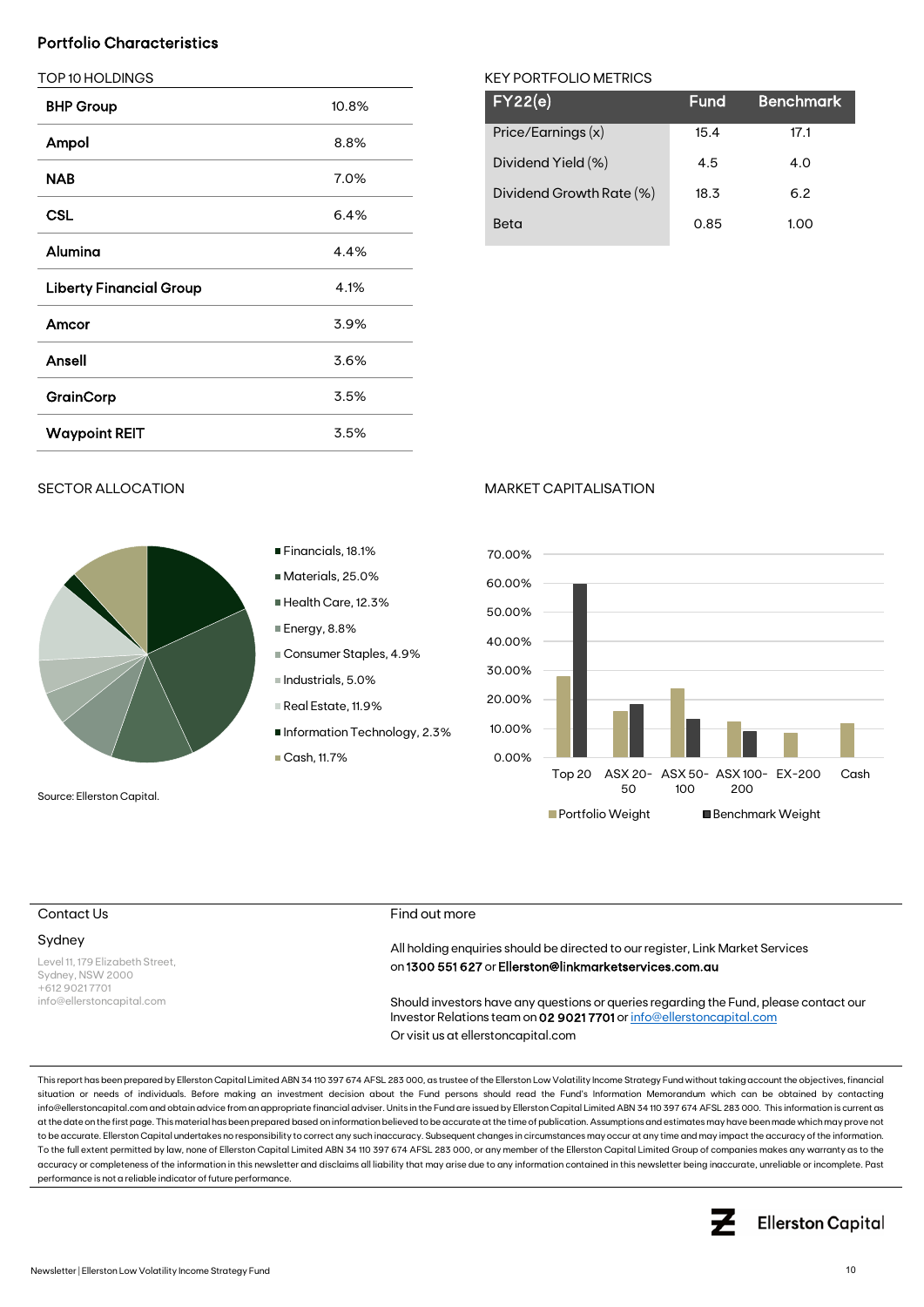## Portfolio Characteristics

### TOP 10 HOLDINGS

| | |
|---|---|
| **BHP Group** | 10.8% |
| **Ampol** | 8.8% |
| **NAB** | 7.0% |
| **CSL** | 6.4% |
| **Alumina** | 4.4% |
| **Liberty Financial Group** | 4.1% |
| **Amcor** | 3.9% |
| **Ansell** | 3.6% |
| **GrainCorp** | 3.5% |
| **Waypoint REIT** | 3.5% |

### KEY PORTFOLIO METRICS

| FY22(e) | Fund | Benchmark |
|---|---|---|
| Price/Earnings (x) | 15.4 | 17.1 |
| Dividend Yield (%) | 4.5 | 4.0 |
| Dividend Growth Rate (%) | 18.3 | 6.2 |
| Beta | 0.85 | 1.00 |

### SECTOR ALLOCATION

Financials, 18.1%
Materials, 25.0%
Health Care, 12.3%
Energy, 8.8%
Consumer Staples, 4.9%
Industrials, 5.0%
Real Estate, 11.9%
Information Technology, 2.3%
Cash, 11.7%

Source: Ellerston Capital.

### MARKET CAPITALISATION

70.00%
60.00%
50.00%
40.00%
30.00%
20.00%
10.00%
0.00%

Top 20
ASX 20-50
ASX 50-100
ASX 100-200
EX-200
Cash

Portfolio Weight
Benchmark Weight

Contact Us

Sydney

Level 11, 179 Elizabeth Street,
Sydney, NSW 2000
+612 9021 7701
info@ellerstoncapital.com

Find out more

All holding enquiries should be directed to our register, Link Market Services on **1300 551 627** or **Ellerston@linkmarketservices.com.au**

Should investors have any questions or queries regarding the Fund, please contact our Investor Relations team on **02 9021 7701** or info@ellerstoncapital.com
Or visit us at ellerstoncapital.com

This report has been prepared by Ellerston Capital Limited ABN 34 110 397 674 AFSL 283 000, as trustee of the Ellerston Low Volatility Income Strategy Fund without taking account the objectives, financial situation or needs of individuals. Before making an investment decision about the Fund persons should read the Fund's Information Memorandum which can be obtained by contacting info@ellerstoncapital.com and obtain advice from an appropriate financial adviser. Units in the Fund are issued by Ellerston Capital Limited ABN 34 110 397 674 AFSL 283 000. This information is current as at the date on the first page. This material has been prepared based on information believed to be accurate at the time of publication. Assumptions and estimates may have been made which may prove not to be accurate. Ellerston Capital undertakes no responsibility to correct any such inaccuracy. Subsequent changes in circumstances may occur at any time and may impact the accuracy of the information. To the full extent permitted by law, none of Ellerston Capital Limited ABN 34 110 397 674 AFSL 283 000, or any member of the Ellerston Capital Limited Group of companies makes any warranty as to the accuracy or completeness of the information in this newsletter and disclaims all liability that may arise due to any information contained in this newsletter being inaccurate, unreliable or incomplete. Past performance is not a reliable indicator of future performance.

Ellerston Capital